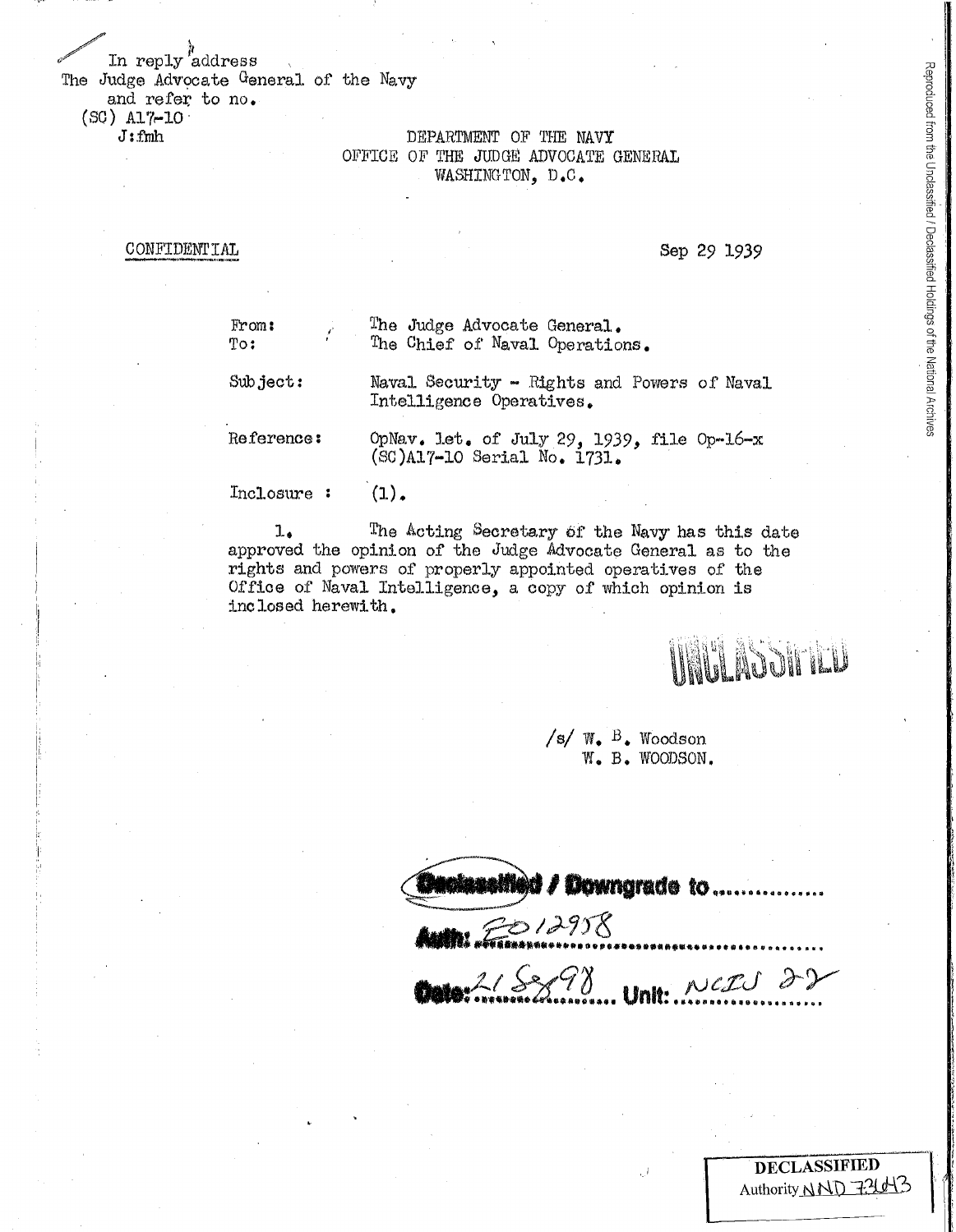In reply address
The Judge Advocate General of the Navy
and refer to no.
(SC) A17-10
J:fmh

DEPARTMENT OF THE NAVY
OFFICE OF THE JUDGE ADVOCATE GENERAL
WASHINGTON, D.C.

CONFIDENTIAL

Sep 29 1939

From: The Judge Advocate General.
To: The Chief of Naval Operations.

Subject: Naval Security - Rights and Powers of Naval Intelligence Operatives.

Reference: OpNav. let. of July 29, 1939, file Op-16-x (SC)A17-10 Serial No. 1731.

Inclosure : (1).

1. The Acting Secretary of the Navy has this date approved the opinion of the Judge Advocate General as to the rights and powers of properly appointed operatives of the Office of Naval Intelligence, a copy of which opinion is inclosed herewith.

UNCLASSIFIED

/s/ W. B. Woodson
W. B. WOODSON.

Declassified / Downgrade to ...............
Auth: EO 12958
Date: 21 Sep 98 Unit: NCIS 22

DECLASSIFIED
Authority NND 73643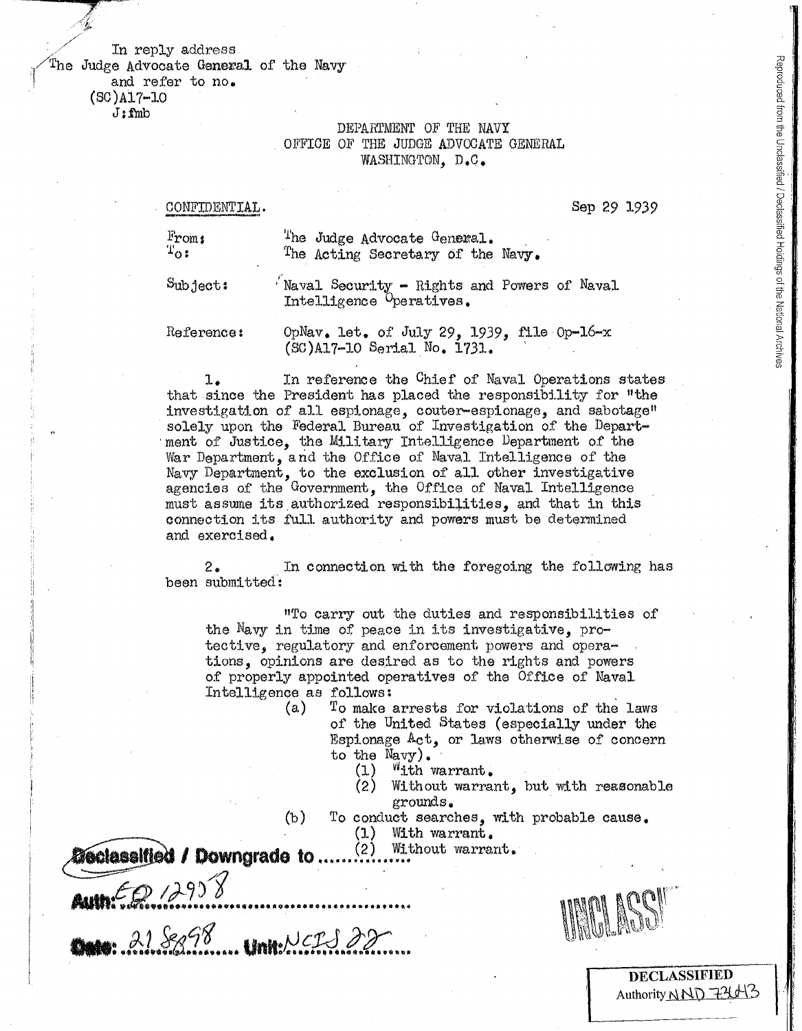In reply address
The Judge Advocate General of the Navy
and refer to no.
(SC)A17-10
J:fmb

DEPARTMENT OF THE NAVY
OFFICE OF THE JUDGE ADVOCATE GENERAL
WASHINGTON, D.C.

CONFIDENTIAL.

Sep 29 1939

From: The Judge Advocate General.
To: The Acting Secretary of the Navy.

Subject: Naval Security - Rights and Powers of Naval Intelligence Operatives.

Reference: OpNav. let. of July 29, 1939, file Op-16-x (SC)A17-10 Serial No. 1731.

1. In reference the Chief of Naval Operations states that since the President has placed the responsibility for "the investigation of all espionage, couter-espionage, and sabotage" solely upon the Federal Bureau of Investigation of the Department of Justice, the Military Intelligence Department of the War Department, and the Office of Naval Intelligence of the Navy Department, to the exclusion of all other investigative agencies of the Government, the Office of Naval Intelligence must assume its authorized responsibilities, and that in this connection its full authority and powers must be determined and exercised.

2. In connection with the foregoing the following has been submitted:

"To carry out the duties and responsibilities of the Navy in time of peace in its investigative, protective, regulatory and enforcement powers and operations, opinions are desired as to the rights and powers of properly appointed operatives of the Office of Naval Intelligence as follows:

(a) To make arrests for violations of the laws of the United States (especially under the Espionage Act, or laws otherwise of concern to the Navy).
  (1) With warrant.
  (2) Without warrant, but with reasonable grounds.

(b) To conduct searches, with probable cause.
  (1) With warrant.
  (2) Without warrant.

Declassified / Downgrade to ..............
Auth: EO 12958
Date: 21 Sep 98 Unit: NCIS 22

UNCLASSIFIED

DECLASSIFIED
Authority NND 73643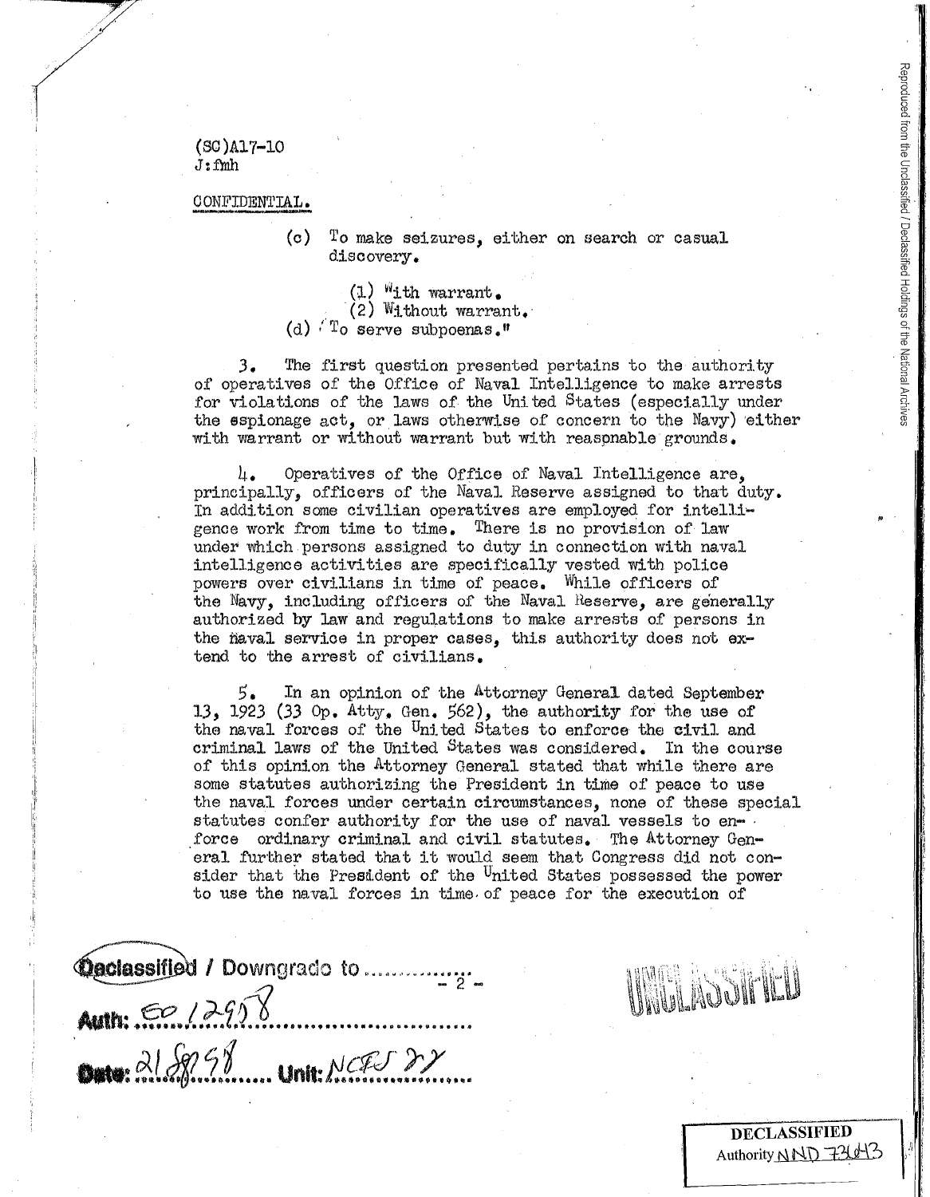(SC)A17-10
J:fmh

CONFIDENTIAL.

> (c) To make seizures, either on search or casual discovery.
>
> > (1) With warrant.
> > (2) Without warrant.
>
> (d) To serve subpoenas."

3. The first question presented pertains to the authority of operatives of the Office of Naval Intelligence to make arrests for violations of the laws of the United States (especially under the espionage act, or laws otherwise of concern to the Navy) either with warrant or without warrant but with reasonable grounds.

4. Operatives of the Office of Naval Intelligence are, principally, officers of the Naval Reserve assigned to that duty. In addition some civilian operatives are employed for intelligence work from time to time. There is no provision of law under which persons assigned to duty in connection with naval intelligence activities are specifically vested with police powers over civilians in time of peace. While officers of the Navy, including officers of the Naval Reserve, are generally authorized by law and regulations to make arrests of persons in the naval service in proper cases, this authority does not extend to the arrest of civilians.

5. In an opinion of the Attorney General dated September 13, 1923 (33 Op. Atty. Gen. 562), the authority for the use of the naval forces of the United States to enforce the civil and criminal laws of the United States was considered. In the course of this opinion the Attorney General stated that while there are some statutes authorizing the President in time of peace to use the naval forces under certain circumstances, none of these special statutes confer authority for the use of naval vessels to enforce ordinary criminal and civil statutes. The Attorney General further stated that it would seem that Congress did not consider that the President of the United States possessed the power to use the naval forces in time of peace for the execution of

Declassified / Downgrade to ..............
Auth: EO 12958
Date: 21 Sep 98 Unit: NCIS 22

UNCLASSIFIED

DECLASSIFIED
Authority NND 73643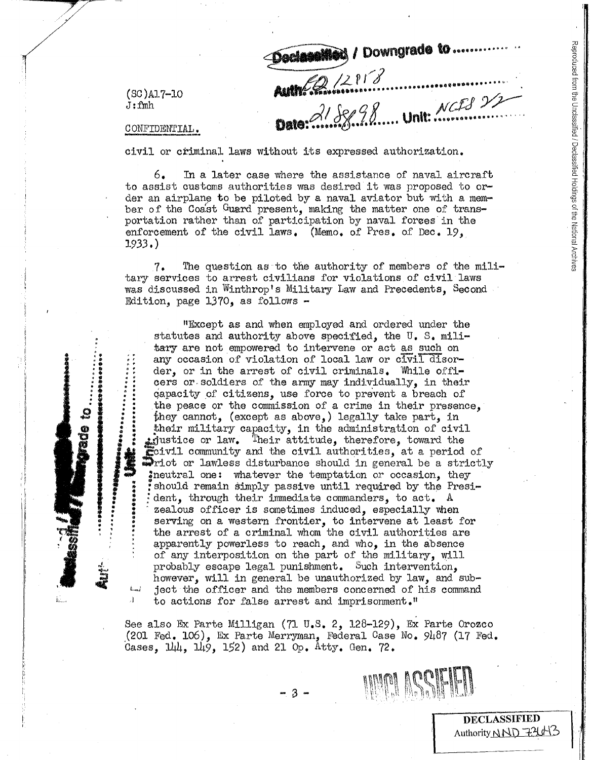(SC)A17-10
J:fmh

CONFIDENTIAL.

civil or criminal laws without its expressed authorization.

6. In a later case where the assistance of naval aircraft to assist customs authorities was desired it was proposed to order an airplane to be piloted by a naval aviator but with a member of the Coast Guard present, making the matter one of transportation rather than of participation by naval forces in the enforcement of the civil laws. (Memo. of Pres. of Dec. 19, 1933.)

7. The question as to the authority of members of the military services to arrest civilians for violations of civil laws was discussed in Winthrop's Military Law and Precedents, Second Edition, page 1370, as follows -

> "Except as and when employed and ordered under the statutes and authority above specified, the U. S. military are not empowered to intervene or act as such on any occasion of violation of local law or civil disorder, or in the arrest of civil criminals. While officers or soldiers of the army may individually, in their capacity of citizens, use force to prevent a breach of the peace or the commission of a crime in their presence, they cannot, (except as above,) legally take part, in their military capacity, in the administration of civil justice or law. Their attitude, therefore, toward the civil community and the civil authorities, at a period of riot or lawless disturbance should in general be a strictly neutral one: whatever the temptation or occasion, they should remain simply passive until required by the President, through their immediate commanders, to act. A zealous officer is sometimes induced, especially when serving on a western frontier, to intervene at least for the arrest of a criminal whom the civil authorities are apparently powerless to reach, and who, in the absence of any interposition on the part of the military, will probably escape legal punishment. Such intervention, however, will in general be unauthorized by law, and subject the officer and the members concerned of his command to actions for false arrest and imprisonment."

See also Ex Parte Milligan (71 U.S. 2, 128-129), Ex Parte Orozco (201 Fed. 106), Ex Parte Merryman, Federal Case No. 9487 (17 Fed. Cases, 144, 149, 152) and 21 Op. Atty. Gen. 72.

- 3 -

UNCLASSIFIED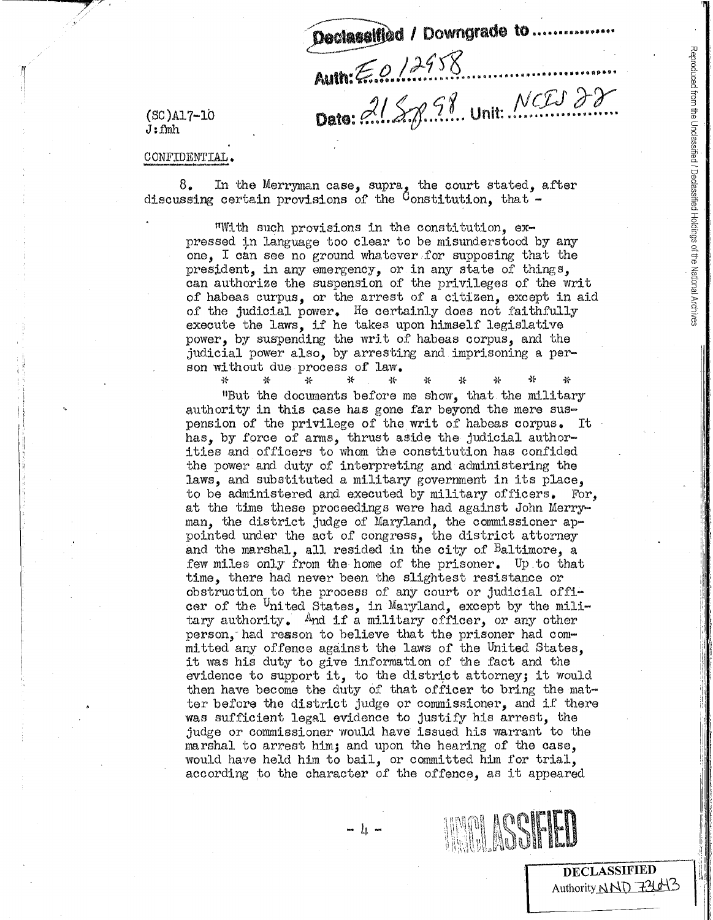Declassified / Downgrade to ..............
Auth: E.O. 12958
Date: 21 Sep 98 Unit: NCIS 22

(SC)A17-10
J:fmh

CONFIDENTIAL.

8. In the Merryman case, supra, the court stated, after discussing certain provisions of the Constitution, that -

"With such provisions in the constitution, expressed in language too clear to be misunderstood by any one, I can see no ground whatever for supposing that the president, in any emergency, or in any state of things, can authorize the suspension of the privileges of the writ of habeas corpus, or the arrest of a citizen, except in aid of the judicial power. He certainly does not faithfully execute the laws, if he takes upon himself legislative power, by suspending the writ of habeas corpus, and the judicial power also, by arresting and imprisoning a person without due process of law.

\* \* \* \* \* \* \* \* \* \*

"But the documents before me show, that the military authority in this case has gone far beyond the mere suspension of the privilege of the writ of habeas corpus. It has, by force of arms, thrust aside the judicial authorities and officers to whom the constitution has confided the power and duty of interpreting and administering the laws, and substituted a military government in its place, to be administered and executed by military officers. For, at the time these proceedings were had against John Merryman, the district judge of Maryland, the commissioner appointed under the act of congress, the district attorney and the marshal, all resided in the city of Baltimore, a few miles only from the home of the prisoner. Up to that time, there had never been the slightest resistance or obstruction to the process of any court or judicial officer of the United States, in Maryland, except by the military authority. And if a military officer, or any other person, had reason to believe that the prisoner had committed any offence against the laws of the United States, it was his duty to give information of the fact and the evidence to support it, to the district attorney; it would then have become the duty of that officer to bring the matter before the district judge or commissioner, and if there was sufficient legal evidence to justify his arrest, the judge or commissioner would have issued his warrant to the marshal to arrest him; and upon the hearing of the case, would have held him to bail, or committed him for trial, according to the character of the offence, as it appeared

UNCLASSIFIED

DECLASSIFIED
Authority NND 731043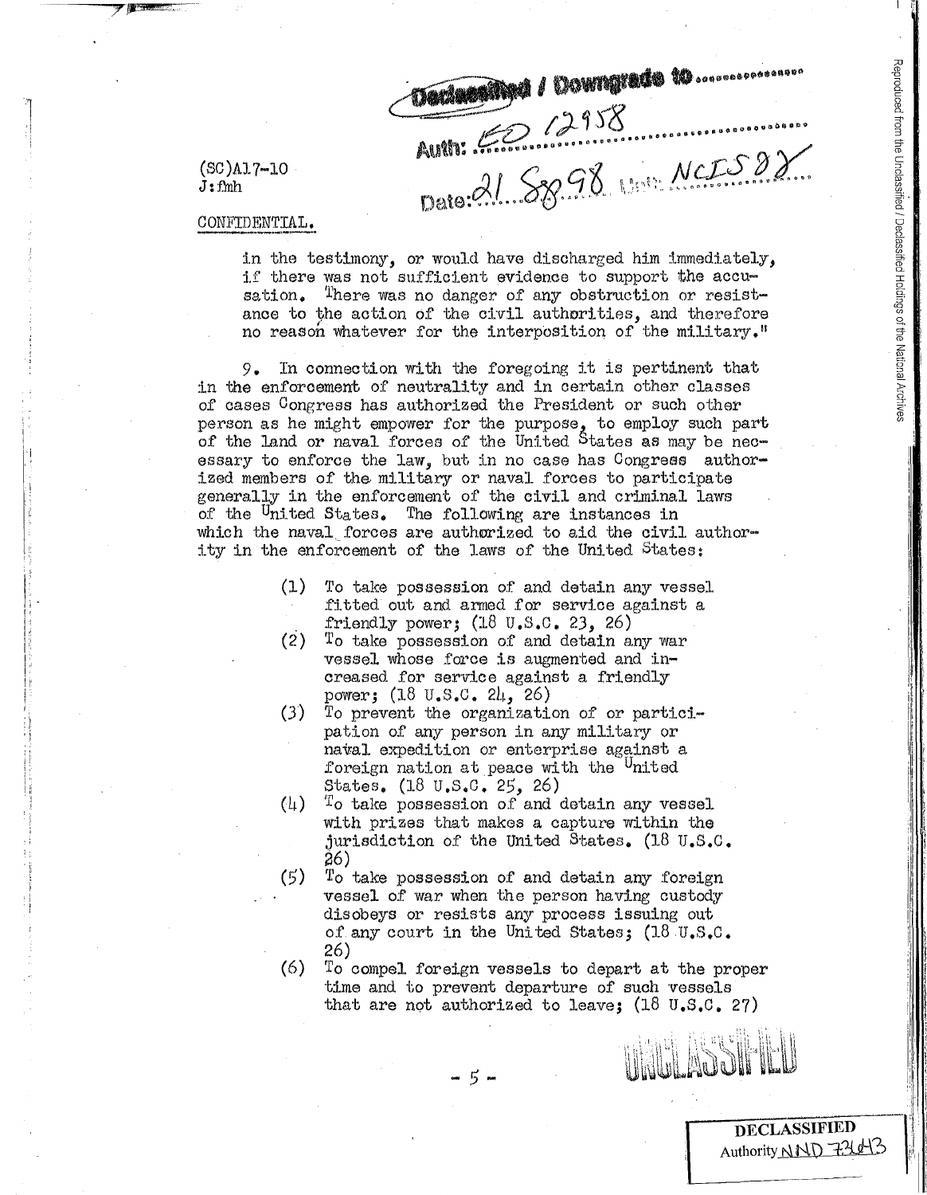Declassified / Downgrade to ...............
Auth: EO 12958
Date: 21 Sep 98 Unit: NCIS 88

(SC)A17-10
J:fmh

CONFIDENTIAL.

in the testimony, or would have discharged him immediately, if there was not sufficient evidence to support the accusation. There was no danger of any obstruction or resistance to the action of the civil authorities, and therefore no reason whatever for the interposition of the military."

9. In connection with the foregoing it is pertinent that in the enforcement of neutrality and in certain other classes of cases Congress has authorized the President or such other person as he might empower for the purpose, to employ such part of the land or naval forces of the United States as may be necessary to enforce the law, but in no case has Congress authorized members of the military or naval forces to participate generally in the enforcement of the civil and criminal laws of the United States. The following are instances in which the naval forces are authorized to aid the civil authority in the enforcement of the laws of the United States:

(1) To take possession of and detain any vessel fitted out and armed for service against a friendly power; (18 U.S.C. 23, 26)
(2) To take possession of and detain any war vessel whose force is augmented and increased for service against a friendly power; (18 U.S.C. 24, 26)
(3) To prevent the organization of or participation of any person in any military or naval expedition or enterprise against a foreign nation at peace with the United States. (18 U.S.C. 25, 26)
(4) To take possession of and detain any vessel with prizes that makes a capture within the jurisdiction of the United States. (18 U.S.C. 26)
(5) To take possession of and detain any foreign vessel of war when the person having custody disobeys or resists any process issuing out of any court in the United States; (18 U.S.C. 26)
(6) To compel foreign vessels to depart at the proper time and to prevent departure of such vessels that are not authorized to leave; (18 U.S.C. 27)

UNCLASSIFIED

DECLASSIFIED
Authority NND 73043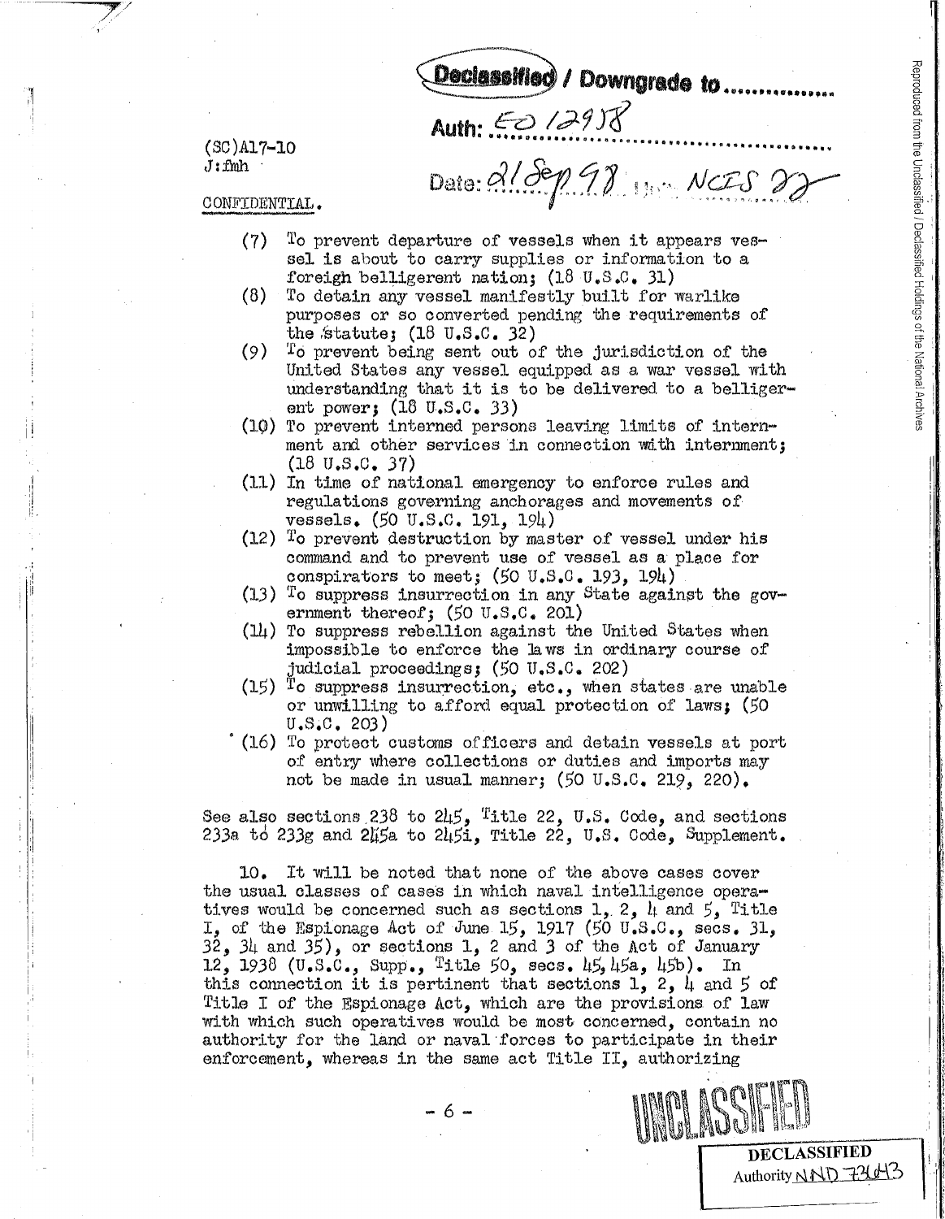Declassified / Downgrade to ...............

Auth: EO 12958

Date: 21 Sep 98 ... NCIS 22

(SC)A17-10
J:fmh

CONFIDENTIAL.

(7) To prevent departure of vessels when it appears vessel is about to carry supplies or information to a foreign belligerent nation; (18 U.S.C. 31)

(8) To detain any vessel manifestly built for warlike purposes or so converted pending the requirements of the statute; (18 U.S.C. 32)

(9) To prevent being sent out of the jurisdiction of the United States any vessel equipped as a war vessel with understanding that it is to be delivered to a belligerent power; (18 U.S.C. 33)

(10) To prevent interned persons leaving limits of internment and other services in connection with internment; (18 U.S.C. 37)

(11) In time of national emergency to enforce rules and regulations governing anchorages and movements of vessels. (50 U.S.C. 191, 194)

(12) To prevent destruction by master of vessel under his command and to prevent use of vessel as a place for conspirators to meet; (50 U.S.C. 193, 194)

(13) To suppress insurrection in any State against the government thereof; (50 U.S.C. 201)

(14) To suppress rebellion against the United States when impossible to enforce the laws in ordinary course of judicial proceedings; (50 U.S.C. 202)

(15) To suppress insurrection, etc., when states are unable or unwilling to afford equal protection of laws; (50 U.S.C. 203)

(16) To protect customs officers and detain vessels at port of entry where collections or duties and imports may not be made in usual manner; (50 U.S.C. 219, 220).

See also sections 238 to 245, Title 22, U.S. Code, and sections 233a to 233g and 245a to 245i, Title 22, U.S. Code, Supplement.

10. It will be noted that none of the above cases cover the usual classes of cases in which naval intelligence operatives would be concerned such as sections 1, 2, 4 and 5, Title I, of the Espionage Act of June 15, 1917 (50 U.S.C., secs. 31, 32, 34 and 35), or sections 1, 2 and 3 of the Act of January 12, 1938 (U.S.C., Supp., Title 50, secs. 45, 45a, 45b). In this connection it is pertinent that sections 1, 2, 4 and 5 of Title I of the Espionage Act, which are the provisions of law with which such operatives would be most concerned, contain no authority for the land or naval forces to participate in their enforcement, whereas in the same act Title II, authorizing

UNCLASSIFIED

DECLASSIFIED
Authority NND 73043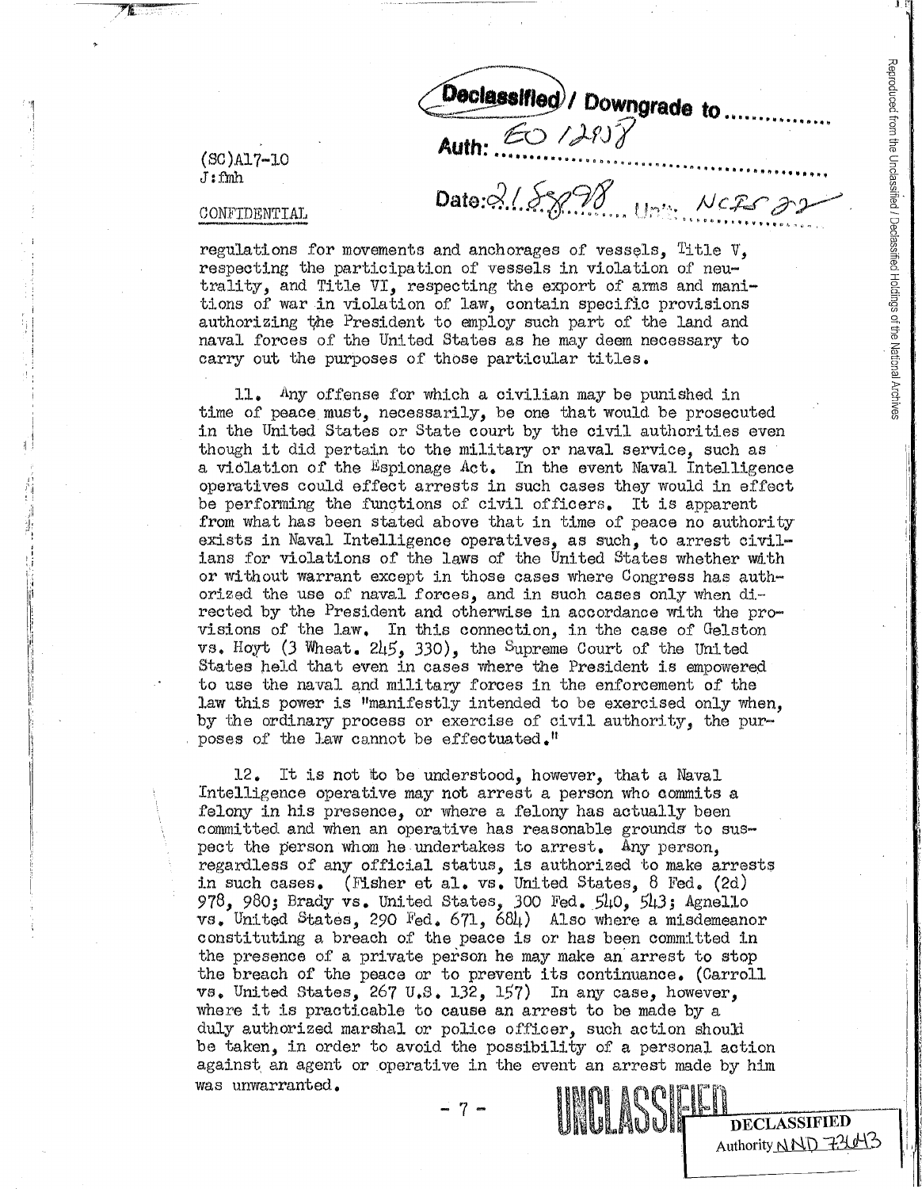(SC)A17-10
J:fmh

CONFIDENTIAL

regulations for movements and anchorages of vessels, Title V, respecting the participation of vessels in violation of neutrality, and Title VI, respecting the export of arms and manitions of war in violation of law, contain specific provisions authorizing the President to employ such part of the land and naval forces of the United States as he may deem necessary to carry out the purposes of those particular titles.

11. Any offense for which a civilian may be punished in time of peace must, necessarily, be one that would be prosecuted in the United States or State court by the civil authorities even though it did pertain to the military or naval service, such as a violation of the Espionage Act. In the event Naval Intelligence operatives could effect arrests in such cases they would in effect be performing the functions of civil officers. It is apparent from what has been stated above that in time of peace no authority exists in Naval Intelligence operatives, as such, to arrest civilians for violations of the laws of the United States whether with or without warrant except in those cases where Congress has authorized the use of naval forces, and in such cases only when directed by the President and otherwise in accordance with the provisions of the law. In this connection, in the case of Gelston vs. Hoyt (3 Wheat. 245, 330), the Supreme Court of the United States held that even in cases where the President is empowered to use the naval and military forces in the enforcement of the law this power is "manifestly intended to be exercised only when, by the ordinary process or exercise of civil authority, the purposes of the law cannot be effectuated."

12. It is not to be understood, however, that a Naval Intelligence operative may not arrest a person who commits a felony in his presence, or where a felony has actually been committed and when an operative has reasonable grounds to suspect the person whom he undertakes to arrest. Any person, regardless of any official status, is authorized to make arrests in such cases. (Fisher et al. vs. United States, 8 Fed. (2d) 978, 980; Brady vs. United States, 300 Fed. 540, 543; Agnello vs. United States, 290 Fed. 671, 684) Also where a misdemeanor constituting a breach of the peace is or has been committed in the presence of a private person he may make an arrest to stop the breach of the peace or to prevent its continuance. (Carroll vs. United States, 267 U.S. 132, 157) In any case, however, where it is practicable to cause an arrest to be made by a duly authorized marshal or police officer, such action should be taken, in order to avoid the possibility of a personal action against an agent or operative in the event an arrest made by him was unwarranted.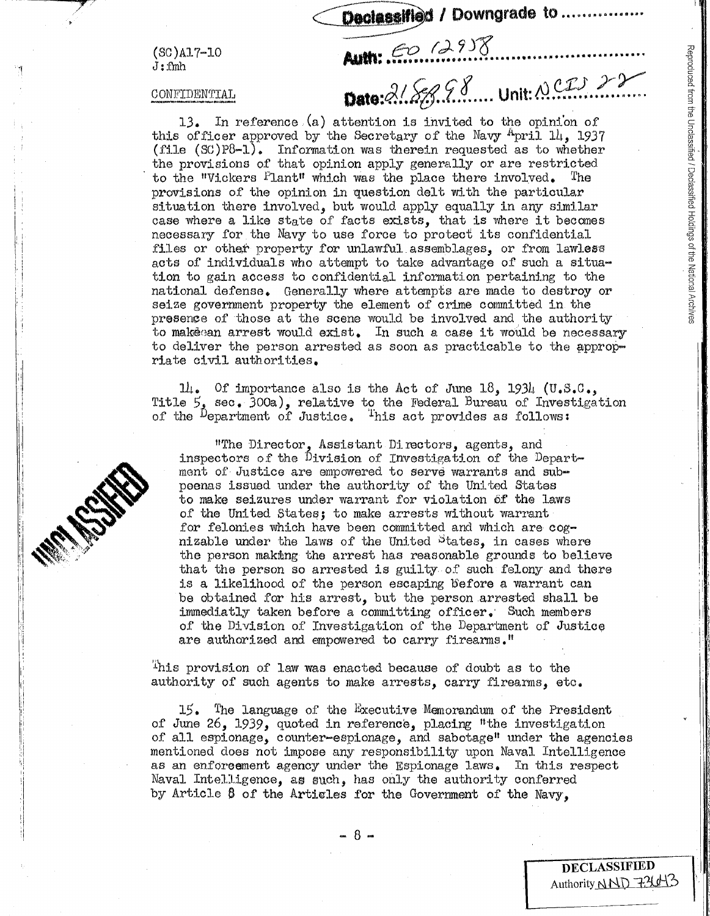Declassified / Downgrade to ..............

Auth: EO 12958

Date: 21 Sep 98 Unit: NCIS 22

(SC)A17-10
J:fmh

CONFIDENTIAL

13. In reference (a) attention is invited to the opinion of this officer approved by the Secretary of the Navy April 14, 1937 (file (SC)P8-1). Information was therein requested as to whether the provisions of that opinion apply generally or are restricted to the "Vickers Plant" which was the place there involved. The provisions of the opinion in question delt with the particular situation there involved, but would apply equally in any similar case where a like state of facts exists, that is where it becomes necessary for the Navy to use force to protect its confidential files or other property for unlawful assemblages, or from lawless acts of individuals who attempt to take advantage of such a situation to gain access to confidential information pertaining to the national defense. Generally where attempts are made to destroy or seize government property the element of crime committed in the presence of those at the scene would be involved and the authority to makeean arrest would exist. In such a case it would be necessary to deliver the person arrested as soon as practicable to the appropriate civil authorities.

14. Of importance also is the Act of June 18, 1934 (U.S.C., Title 5, sec. 300a), relative to the Federal Bureau of Investigation of the Department of Justice. This act provides as follows:

> "The Director, Assistant Directors, agents, and inspectors of the Division of Investigation of the Department of Justice are empowered to serve warrants and subpoenas issued under the authority of the United States to make seizures under warrant for violation of the laws of the United States; to make arrests without warrant for felonies which have been committed and which are cognizable under the laws of the United States, in cases where the person making the arrest has reasonable grounds to believe that the person so arrested is guilty of such felony and there is a likelihood of the person escaping before a warrant can be obtained for his arrest, but the person arrested shall be immediatly taken before a committing officer. Such members of the Division of Investigation of the Department of Justice are authorized and empowered to carry firearms."

This provision of law was enacted because of doubt as to the authority of such agents to make arrests, carry firearms, etc.

15. The language of the Executive Memorandum of the President of June 26, 1939, quoted in reference, placing "the investigation of all espionage, counter-espionage, and sabotage" under the agencies mentioned does not impose any responsibility upon Naval Intelligence as an enforcement agency under the Espionage laws. In this respect Naval Intelligence, as such, has only the authority conferred by Article 8 of the Articles for the Government of the Navy,

DECLASSIFIED
Authority NND 73643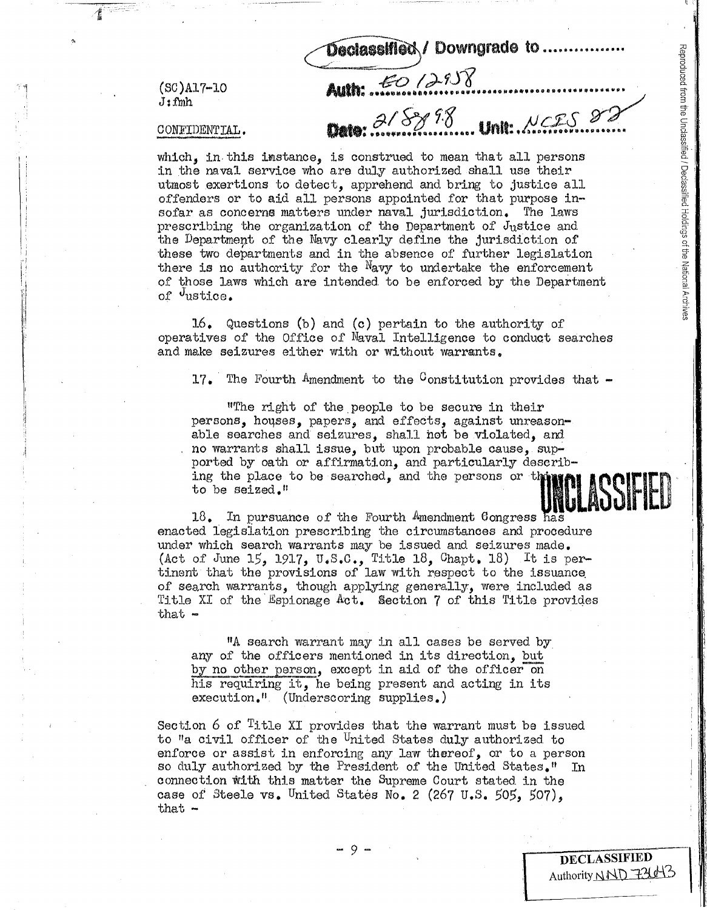Declassified / Downgrade to ..............

Auth: EO 12958

Date: 2/8/98 Unit: NCIS 82

(SC)A17-10
J:fmh

CONFIDENTIAL.

which, in this instance, is construed to mean that all persons in the naval service who are duly authorized shall use their utmost exertions to detect, apprehend and bring to justice all offenders or to aid all persons appointed for that purpose insofar as concerns matters under naval jurisdiction. The laws prescribing the organization of the Department of Justice and the Department of the Navy clearly define the jurisdiction of these two departments and in the absence of further legislation there is no authority for the Navy to undertake the enforcement of those laws which are intended to be enforced by the Department of Justice.

16. Questions (b) and (c) pertain to the authority of operatives of the Office of Naval Intelligence to conduct searches and make seizures either with or without warrants.

17. The Fourth Amendment to the Constitution provides that -

> "The right of the people to be secure in their persons, houses, papers, and effects, against unreasonable searches and seizures, shall not be violated, and no warrants shall issue, but upon probable cause, supported by oath or affirmation, and particularly describing the place to be searched, and the persons or things to be seized."

UNCLASSIFIED

18. In pursuance of the Fourth Amendment Congress has enacted legislation prescribing the circumstances and procedure under which search warrants may be issued and seizures made. (Act of June 15, 1917, U.S.C., Title 18, Chapt. 18) It is pertinent that the provisions of law with respect to the issuance of search warrants, though applying generally, were included as Title XI of the Espionage Act. Section 7 of this Title provides that -

> "A search warrant may in all cases be served by any of the officers mentioned in its direction, <u>but by no other person</u>, except in aid of the officer on his requiring it, he being present and acting in its execution." (Underscoring supplies.)

Section 6 of Title XI provides that the warrant must be issued to "a civil officer of the United States duly authorized to enforce or assist in enforcing any law thereof, or to a person so duly authorized by the President of the United States." In connection with this matter the Supreme Court stated in the case of Steele vs. United States No. 2 (267 U.S. 505, 507), that -

DECLASSIFIED
Authority NND 73043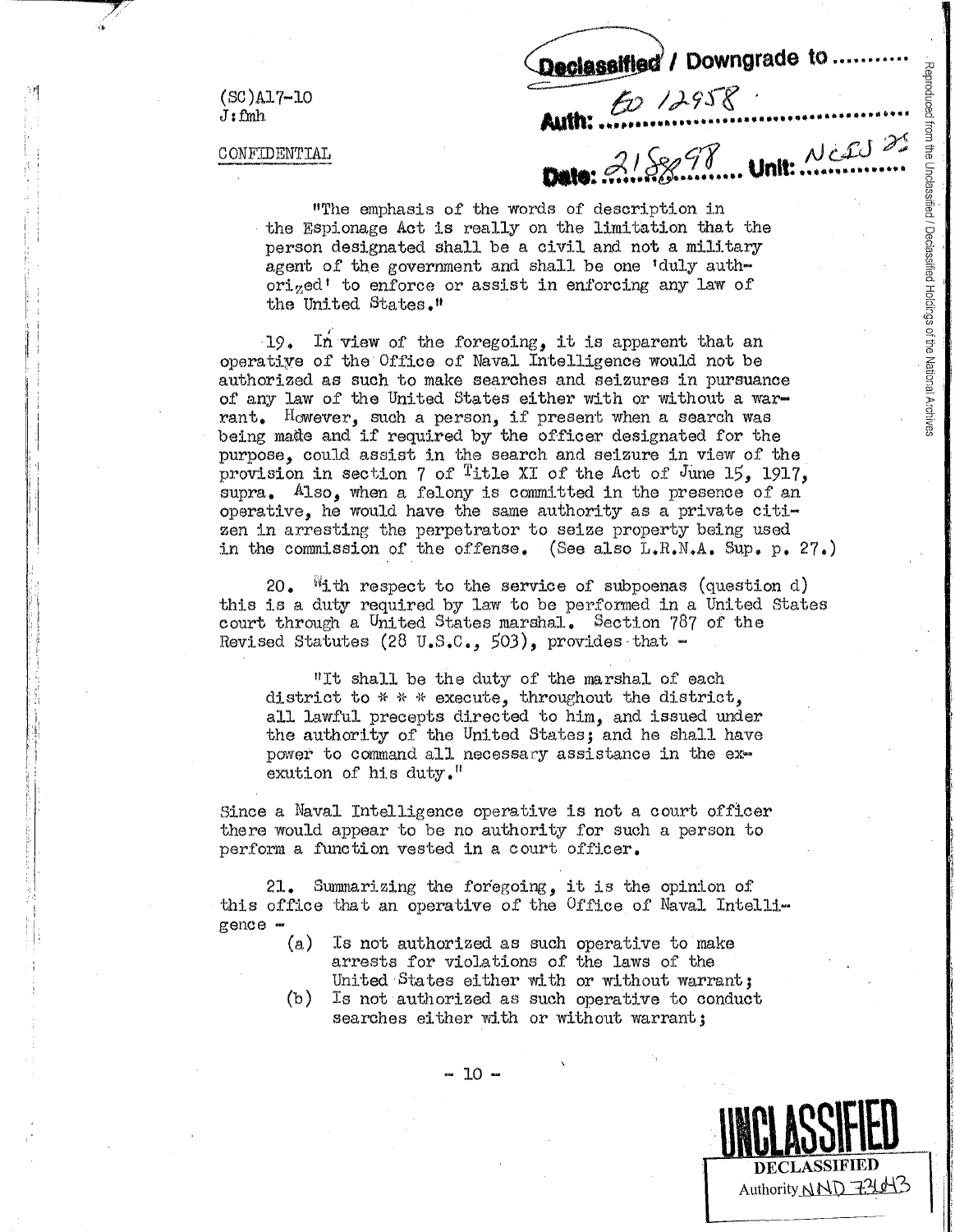(SC)A17-10
J:fmh

CONFIDENTIAL

Declassified / Downgrade to ..........
Auth: EO 12958
Date: 2/5/98 Unit: NCIS 25

"The emphasis of the words of description in the Espionage Act is really on the limitation that the person designated shall be a civil and not a military agent of the government and shall be one 'duly authorized' to enforce or assist in enforcing any law of the United States."

19. In view of the foregoing, it is apparent that an operative of the Office of Naval Intelligence would not be authorized as such to make searches and seizures in pursuance of any law of the United States either with or without a warrant. However, such a person, if present when a search was being made and if required by the officer designated for the purpose, could assist in the search and seizure in view of the provision in section 7 of Title XI of the Act of June 15, 1917, supra. Also, when a felony is committed in the presence of an operative, he would have the same authority as a private citizen in arresting the perpetrator to seize property being used in the commission of the offense. (See also L.R.N.A. Sup. p. 27.)

20. With respect to the service of subpoenas (question d) this is a duty required by law to be performed in a United States court through a United States marshal. Section 787 of the Revised Statutes (28 U.S.C., 503), provides that -

> "It shall be the duty of the marshal of each district to * * * execute, throughout the district, all lawful precepts directed to him, and issued under the authority of the United States; and he shall have power to command all necessary assistance in the exexution of his duty."

Since a Naval Intelligence operative is not a court officer there would appear to be no authority for such a person to perform a function vested in a court officer.

21. Summarizing the foregoing, it is the opinion of this office that an operative of the Office of Naval Intelligence -

(a) Is not authorized as such operative to make arrests for violations of the laws of the United States either with or without warrant;
(b) Is not authorized as such operative to conduct searches either with or without warrant;

UNCLASSIFIED

DECLASSIFIED
Authority NND 73643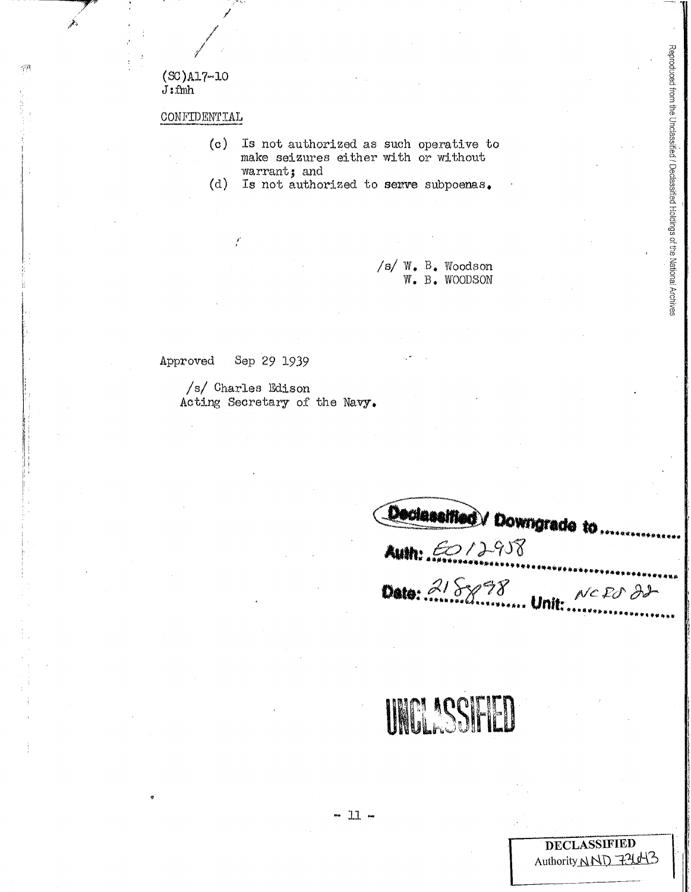(SC)A17-10
J:fmh

CONFIDENTIAL

(c) Is not authorized as such operative to make seizures either with or without warrant; and
(d) Is not authorized to serve subpoenas.

/s/ W. B. Woodson
W. B. WOODSON

Approved Sep 29 1939

/s/ Charles Edison
Acting Secretary of the Navy.

Declassified / Downgrade to ..............
Auth: EO 12958
Date: 2188 98 Unit: NCRD 22

UNCLASSIFIED

DECLASSIFIED
Authority NND 73443

Reproduced from the Unclassified / Declassified Holdings of the National Archives